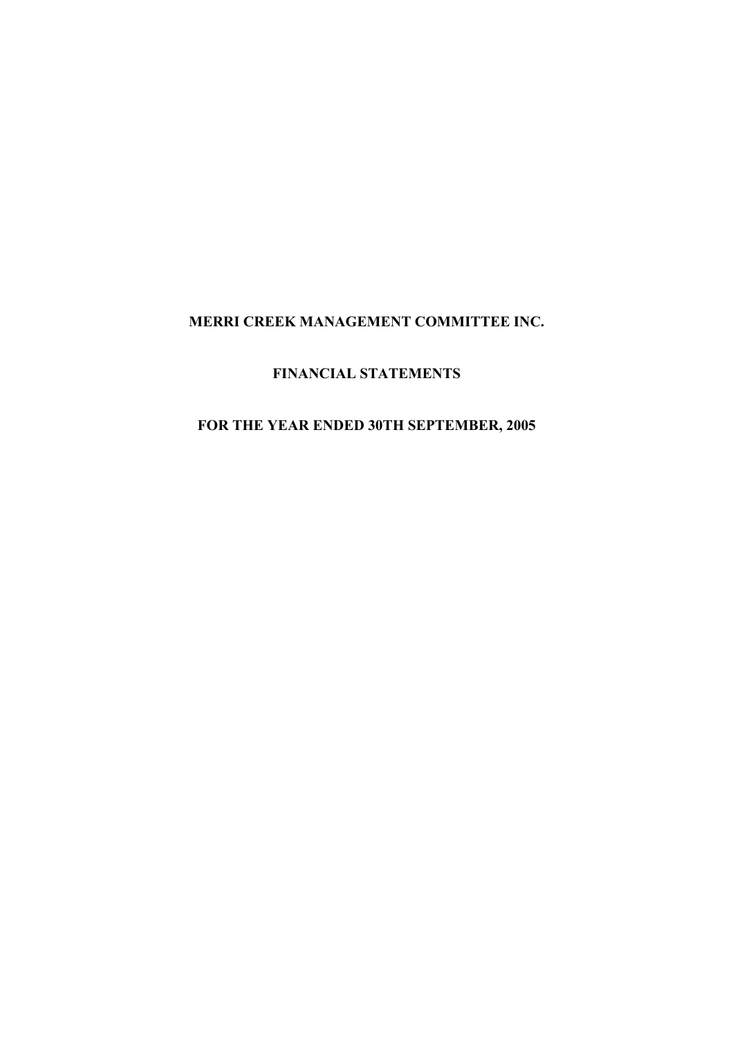# MERRI CREEK MANAGEMENT COMMITTEE INC.

## FINANCIAL STATEMENTS

## FOR THE YEAR ENDED 30TH SEPTEMBER, 2005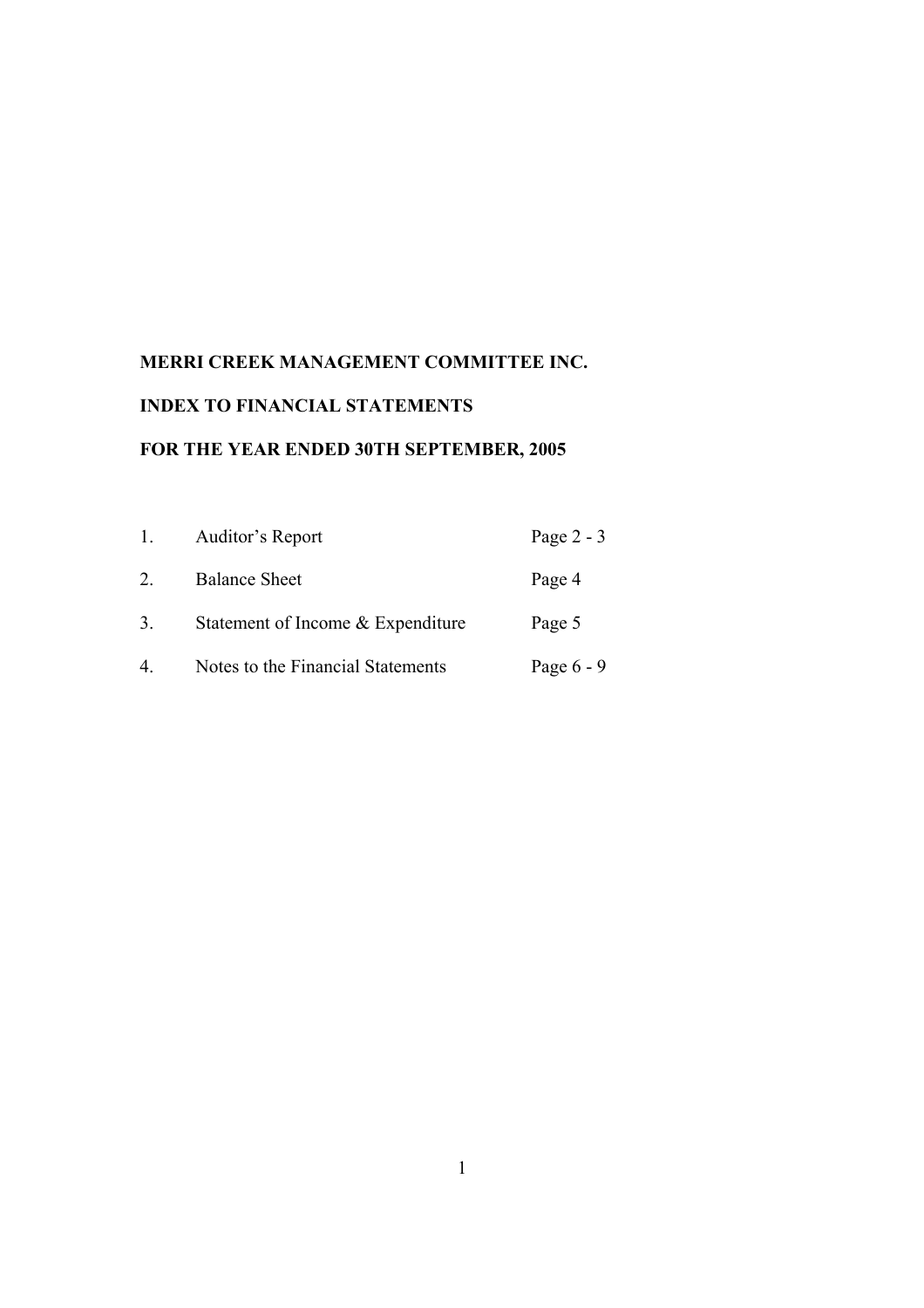**MERRI CREEK MANAGEMENT COMMITTEE INC.**

**INDEX TO FINANCIAL STATEMENTS**

**FOR THE YEAR ENDED 30TH SEPTEMBER, 2005**

| | | |
|---|---|---|
| 1. | Auditor's Report | Page 2 - 3 |
| 2. | Balance Sheet | Page 4 |
| 3. | Statement of Income & Expenditure | Page 5 |
| 4. | Notes to the Financial Statements | Page 6 - 9 |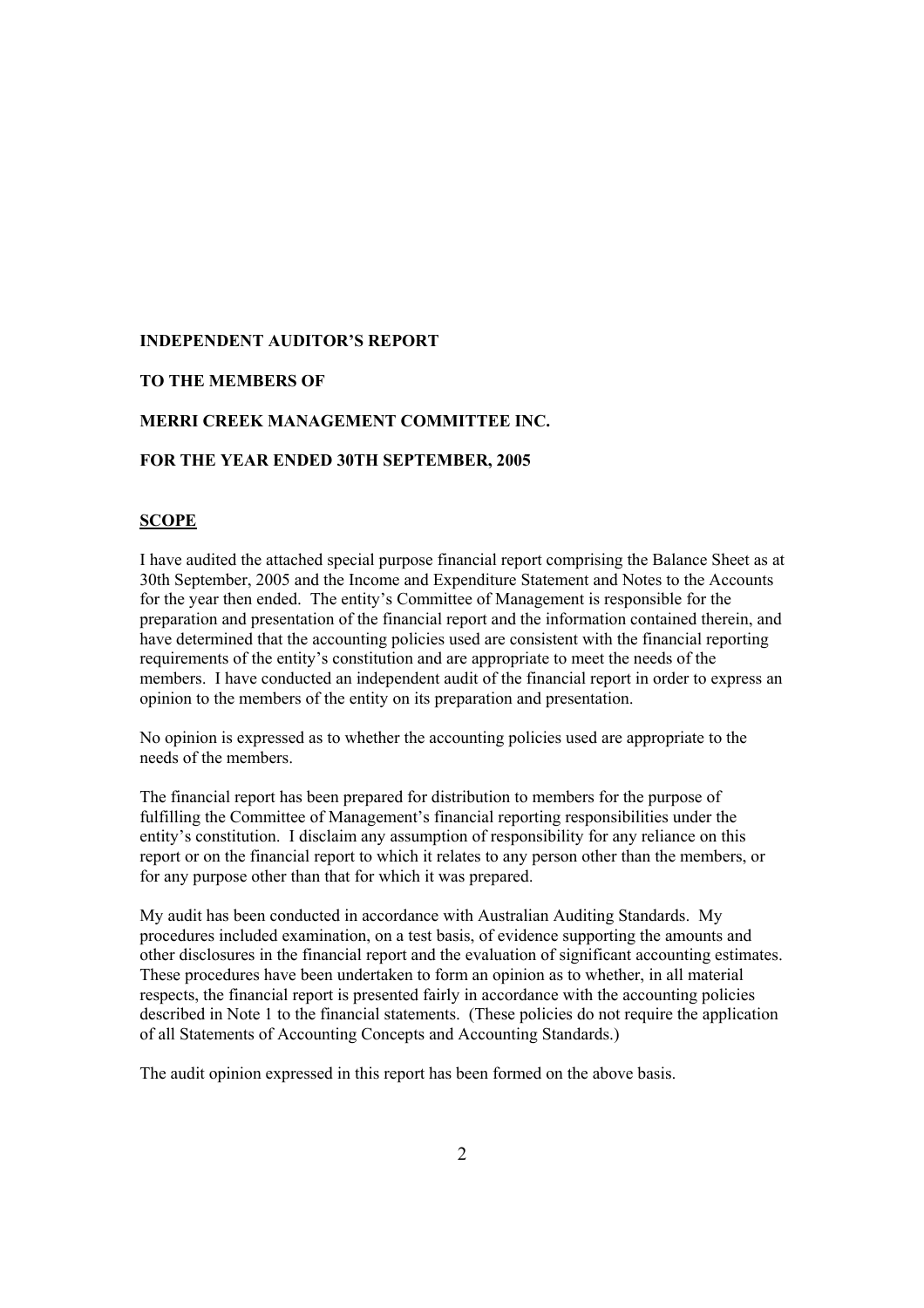**INDEPENDENT AUDITOR'S REPORT**

**TO THE MEMBERS OF**

**MERRI CREEK MANAGEMENT COMMITTEE INC.**

**FOR THE YEAR ENDED 30TH SEPTEMBER, 2005**

## SCOPE

I have audited the attached special purpose financial report comprising the Balance Sheet as at 30th September, 2005 and the Income and Expenditure Statement and Notes to the Accounts for the year then ended. The entity's Committee of Management is responsible for the preparation and presentation of the financial report and the information contained therein, and have determined that the accounting policies used are consistent with the financial reporting requirements of the entity's constitution and are appropriate to meet the needs of the members. I have conducted an independent audit of the financial report in order to express an opinion to the members of the entity on its preparation and presentation.

No opinion is expressed as to whether the accounting policies used are appropriate to the needs of the members.

The financial report has been prepared for distribution to members for the purpose of fulfilling the Committee of Management's financial reporting responsibilities under the entity's constitution. I disclaim any assumption of responsibility for any reliance on this report or on the financial report to which it relates to any person other than the members, or for any purpose other than that for which it was prepared.

My audit has been conducted in accordance with Australian Auditing Standards. My procedures included examination, on a test basis, of evidence supporting the amounts and other disclosures in the financial report and the evaluation of significant accounting estimates. These procedures have been undertaken to form an opinion as to whether, in all material respects, the financial report is presented fairly in accordance with the accounting policies described in Note 1 to the financial statements. (These policies do not require the application of all Statements of Accounting Concepts and Accounting Standards.)

The audit opinion expressed in this report has been formed on the above basis.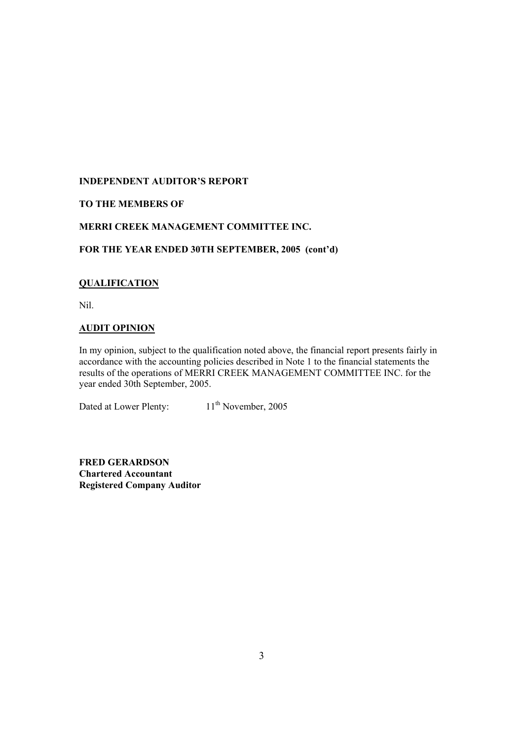**INDEPENDENT AUDITOR'S REPORT**

**TO THE MEMBERS OF**

**MERRI CREEK MANAGEMENT COMMITTEE INC.**

**FOR THE YEAR ENDED 30TH SEPTEMBER, 2005 (cont'd)**

## QUALIFICATION

Nil.

## AUDIT OPINION

In my opinion, subject to the qualification noted above, the financial report presents fairly in accordance with the accounting policies described in Note 1 to the financial statements the results of the operations of MERRI CREEK MANAGEMENT COMMITTEE INC. for the year ended 30th September, 2005.

Dated at Lower Plenty: 11th November, 2005

**FRED GERARDSON**
**Chartered Accountant**
**Registered Company Auditor**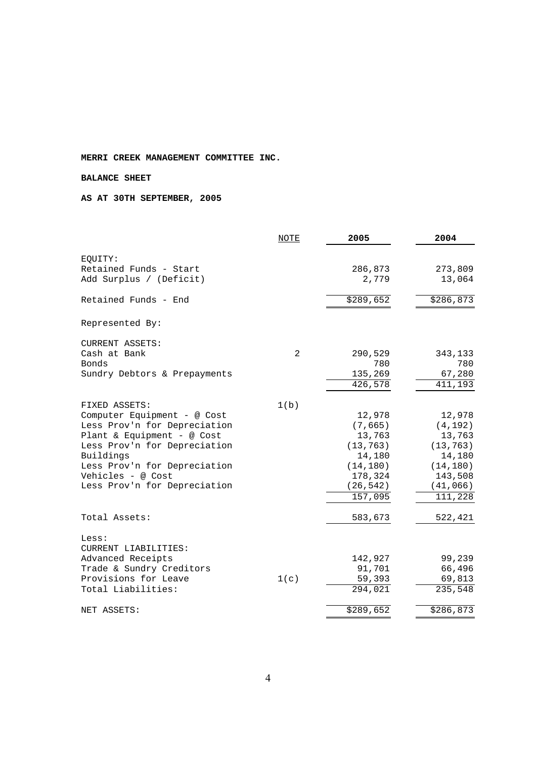**MERRI CREEK MANAGEMENT COMMITTEE INC.**

**BALANCE SHEET**

**AS AT 30TH SEPTEMBER, 2005**

| | NOTE | 2005 | 2004 |
|---|---|---|---|
| EQUITY: | | | |
| Retained Funds - Start | | 286,873 | 273,809 |
| Add Surplus / (Deficit) | | 2,779 | 13,064 |
| Retained Funds - End | | $289,652 | $286,873 |
| Represented By: | | | |
| CURRENT ASSETS: | | | |
| Cash at Bank | 2 | 290,529 | 343,133 |
| Bonds | | 780 | 780 |
| Sundry Debtors & Prepayments | | 135,269 | 67,280 |
| | | 426,578 | 411,193 |
| FIXED ASSETS: | 1(b) | | |
| Computer Equipment - @ Cost | | 12,978 | 12,978 |
| Less Prov'n for Depreciation | | (7,665) | (4,192) |
| Plant & Equipment - @ Cost | | 13,763 | 13,763 |
| Less Prov'n for Depreciation | | (13,763) | (13,763) |
| Buildings | | 14,180 | 14,180 |
| Less Prov'n for Depreciation | | (14,180) | (14,180) |
| Vehicles - @ Cost | | 178,324 | 143,508 |
| Less Prov'n for Depreciation | | (26,542) | (41,066) |
| | | 157,095 | 111,228 |
| Total Assets: | | 583,673 | 522,421 |
| Less: | | | |
| CURRENT LIABILITIES: | | | |
| Advanced Receipts | | 142,927 | 99,239 |
| Trade & Sundry Creditors | | 91,701 | 66,496 |
| Provisions for Leave | 1(c) | 59,393 | 69,813 |
| Total Liabilities: | | 294,021 | 235,548 |
| NET ASSETS: | | $289,652 | $286,873 |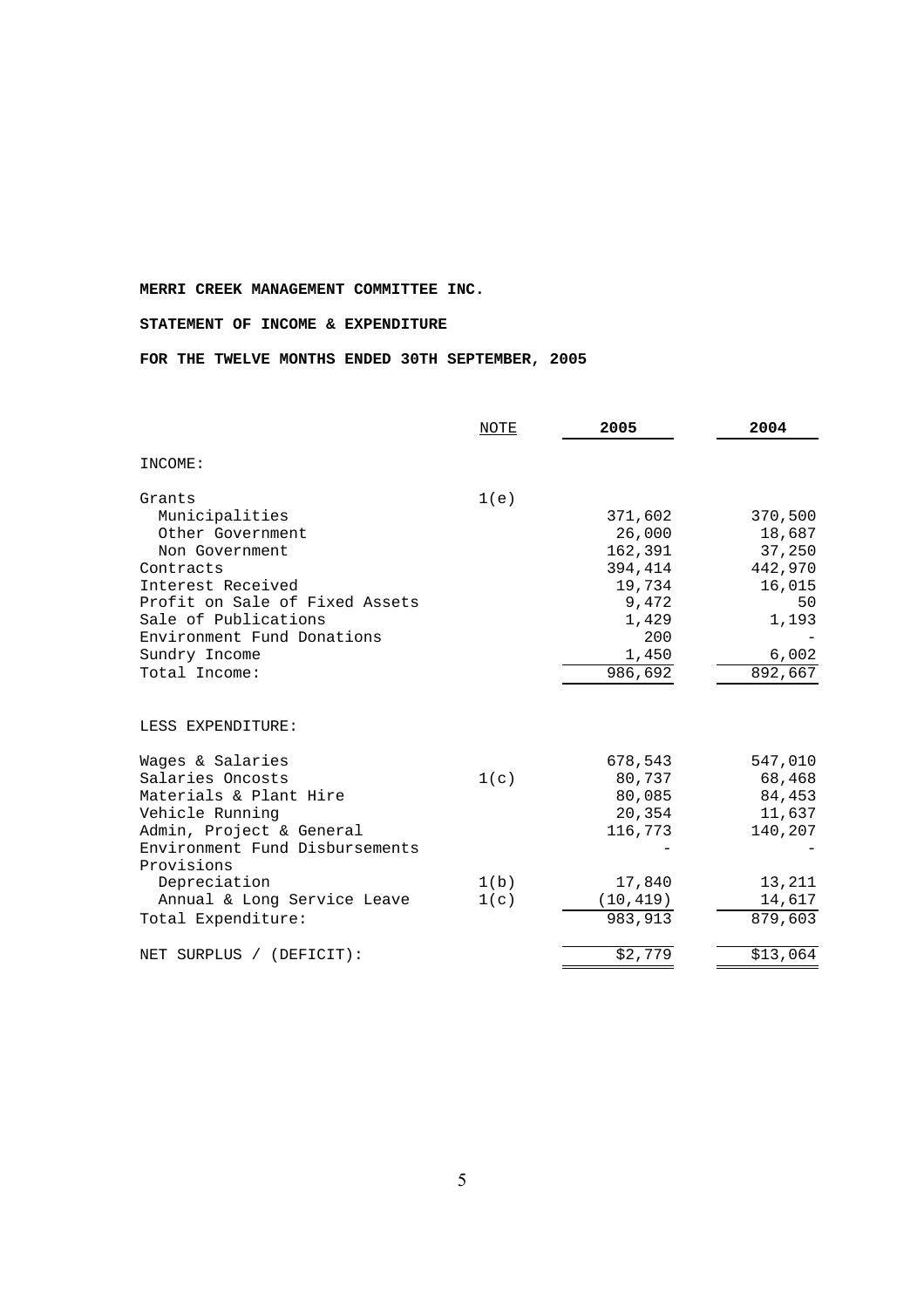**MERRI CREEK MANAGEMENT COMMITTEE INC.**

**STATEMENT OF INCOME & EXPENDITURE**

**FOR THE TWELVE MONTHS ENDED 30TH SEPTEMBER, 2005**

| | NOTE | 2005 | 2004 |
|---|---|---|---|
| INCOME: | | | |
| Grants | 1(e) | | |
| Municipalities | | 371,602 | 370,500 |
| Other Government | | 26,000 | 18,687 |
| Non Government | | 162,391 | 37,250 |
| Contracts | | 394,414 | 442,970 |
| Interest Received | | 19,734 | 16,015 |
| Profit on Sale of Fixed Assets | | 9,472 | 50 |
| Sale of Publications | | 1,429 | 1,193 |
| Environment Fund Donations | | 200 | - |
| Sundry Income | | 1,450 | 6,002 |
| Total Income: | | 986,692 | 892,667 |
| LESS EXPENDITURE: | | | |
| Wages & Salaries | | 678,543 | 547,010 |
| Salaries Oncosts | 1(c) | 80,737 | 68,468 |
| Materials & Plant Hire | | 80,085 | 84,453 |
| Vehicle Running | | 20,354 | 11,637 |
| Admin, Project & General | | 116,773 | 140,207 |
| Environment Fund Disbursements | | - | - |
| Provisions | | | |
| Depreciation | 1(b) | 17,840 | 13,211 |
| Annual & Long Service Leave | 1(c) | (10,419) | 14,617 |
| Total Expenditure: | | 983,913 | 879,603 |
| NET SURPLUS / (DEFICIT): | | $2,779 | $13,064 |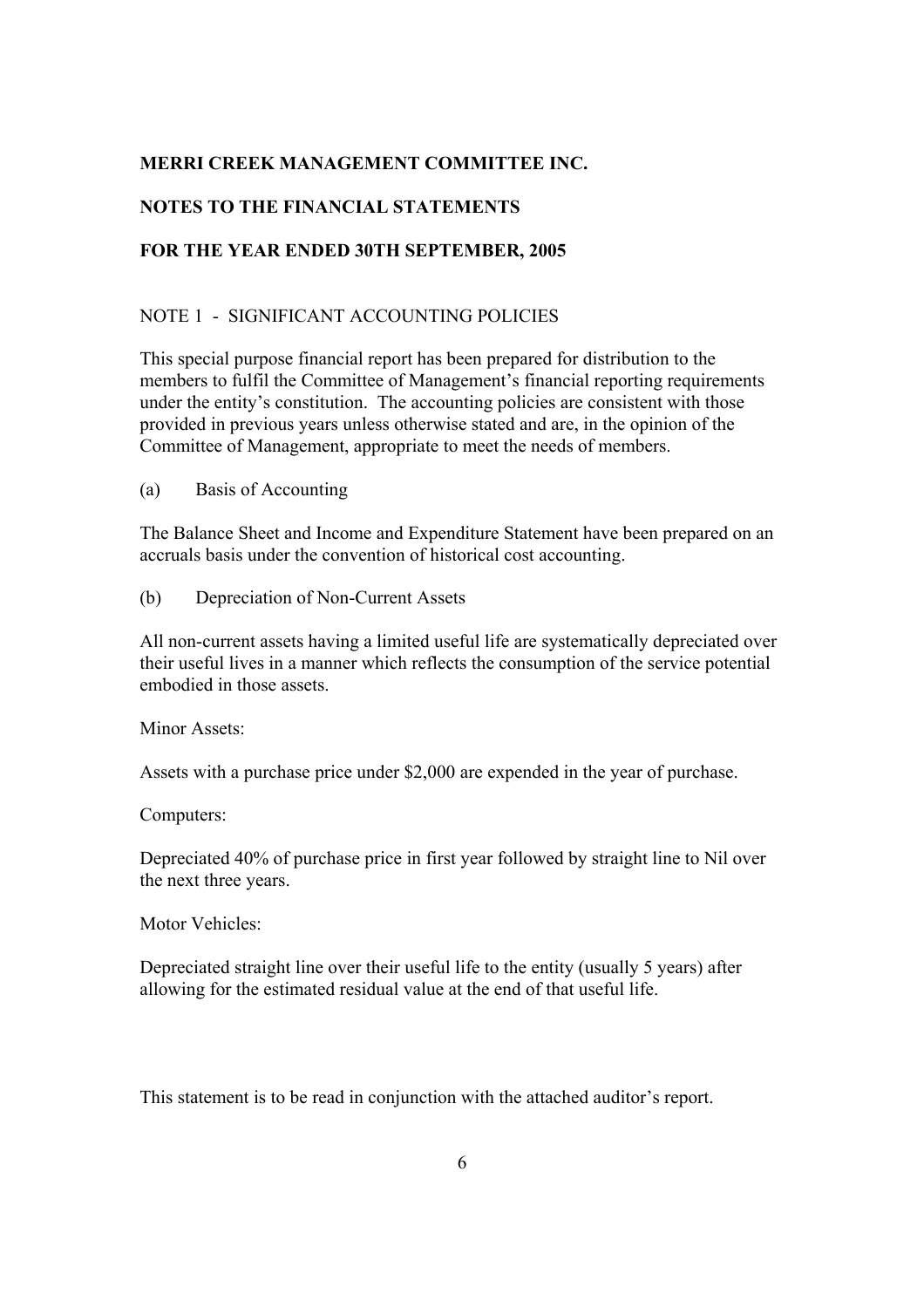**MERRI CREEK MANAGEMENT COMMITTEE INC.**

**NOTES TO THE FINANCIAL STATEMENTS**

**FOR THE YEAR ENDED 30TH SEPTEMBER, 2005**

NOTE 1 - SIGNIFICANT ACCOUNTING POLICIES

This special purpose financial report has been prepared for distribution to the members to fulfil the Committee of Management's financial reporting requirements under the entity's constitution. The accounting policies are consistent with those provided in previous years unless otherwise stated and are, in the opinion of the Committee of Management, appropriate to meet the needs of members.

(a) Basis of Accounting

The Balance Sheet and Income and Expenditure Statement have been prepared on an accruals basis under the convention of historical cost accounting.

(b) Depreciation of Non-Current Assets

All non-current assets having a limited useful life are systematically depreciated over their useful lives in a manner which reflects the consumption of the service potential embodied in those assets.

Minor Assets:

Assets with a purchase price under $2,000 are expended in the year of purchase.

Computers:

Depreciated 40% of purchase price in first year followed by straight line to Nil over the next three years.

Motor Vehicles:

Depreciated straight line over their useful life to the entity (usually 5 years) after allowing for the estimated residual value at the end of that useful life.

This statement is to be read in conjunction with the attached auditor's report.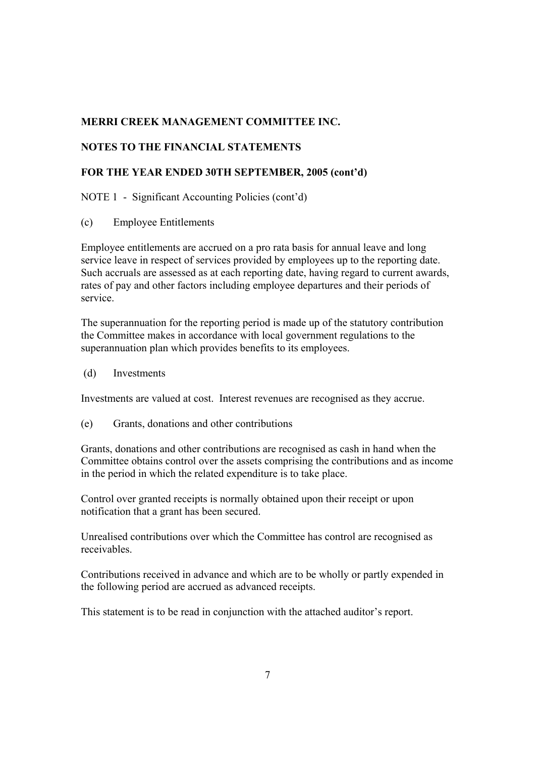**MERRI CREEK MANAGEMENT COMMITTEE INC.**

**NOTES TO THE FINANCIAL STATEMENTS**

**FOR THE YEAR ENDED 30TH SEPTEMBER, 2005 (cont'd)**

NOTE 1 - Significant Accounting Policies (cont'd)

(c) Employee Entitlements

Employee entitlements are accrued on a pro rata basis for annual leave and long service leave in respect of services provided by employees up to the reporting date. Such accruals are assessed as at each reporting date, having regard to current awards, rates of pay and other factors including employee departures and their periods of service.

The superannuation for the reporting period is made up of the statutory contribution the Committee makes in accordance with local government regulations to the superannuation plan which provides benefits to its employees.

(d) Investments

Investments are valued at cost. Interest revenues are recognised as they accrue.

(e) Grants, donations and other contributions

Grants, donations and other contributions are recognised as cash in hand when the Committee obtains control over the assets comprising the contributions and as income in the period in which the related expenditure is to take place.

Control over granted receipts is normally obtained upon their receipt or upon notification that a grant has been secured.

Unrealised contributions over which the Committee has control are recognised as receivables.

Contributions received in advance and which are to be wholly or partly expended in the following period are accrued as advanced receipts.

This statement is to be read in conjunction with the attached auditor's report.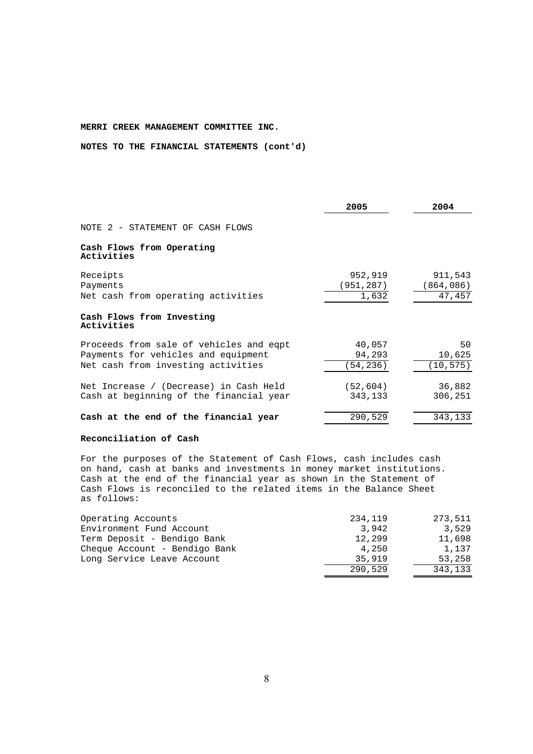**MERRI CREEK MANAGEMENT COMMITTEE INC.**

**NOTES TO THE FINANCIAL STATEMENTS (cont'd)**

| | 2005 | 2004 |
|---|---|---|
| NOTE 2 - STATEMENT OF CASH FLOWS | | |
| **Cash Flows from Operating Activities** | | |
| Receipts | 952,919 | 911,543 |
| Payments | (951,287) | (864,086) |
| Net cash from operating activities | 1,632 | 47,457 |
| **Cash Flows from Investing Activities** | | |
| Proceeds from sale of vehicles and eqpt | 40,057 | 50 |
| Payments for vehicles and equipment | 94,293 | 10,625 |
| Net cash from investing activities | (54,236) | (10,575) |
| Net Increase / (Decrease) in Cash Held | (52,604) | 36,882 |
| Cash at beginning of the financial year | 343,133 | 306,251 |
| **Cash at the end of the financial year** | 290,529 | 343,133 |

**Reconciliation of Cash**

For the purposes of the Statement of Cash Flows, cash includes cash on hand, cash at banks and investments in money market institutions. Cash at the end of the financial year as shown in the Statement of Cash Flows is reconciled to the related items in the Balance Sheet as follows:

| | 2005 | 2004 |
|---|---|---|
| Operating Accounts | 234,119 | 273,511 |
| Environment Fund Account | 3,942 | 3,529 |
| Term Deposit - Bendigo Bank | 12,299 | 11,698 |
| Cheque Account - Bendigo Bank | 4,250 | 1,137 |
| Long Service Leave Account | 35,919 | 53,258 |
| | 290,529 | 343,133 |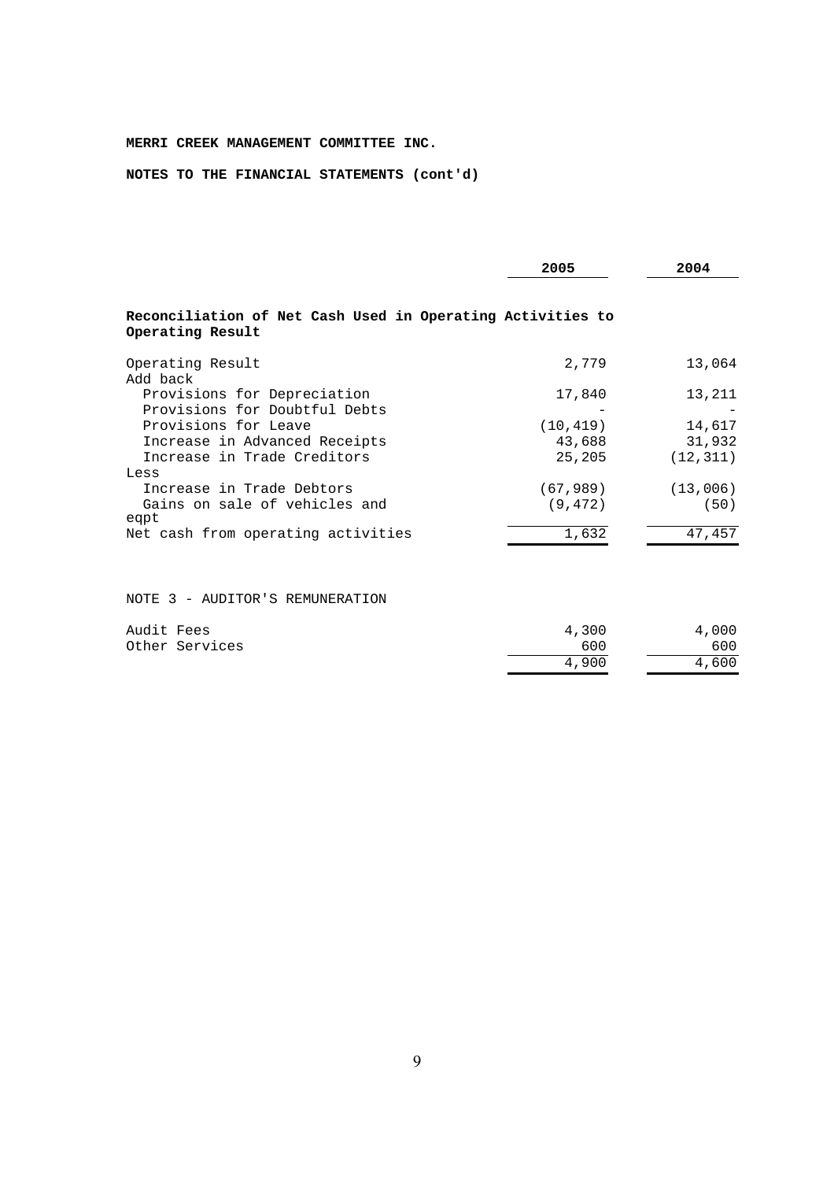**MERRI CREEK MANAGEMENT COMMITTEE INC.**

**NOTES TO THE FINANCIAL STATEMENTS (cont'd)**

| | 2005 | 2004 |
|---|---|---|
| **Reconciliation of Net Cash Used in Operating Activities to Operating Result** | | |
| Operating Result | 2,779 | 13,064 |
| Add back | | |
| Provisions for Depreciation | 17,840 | 13,211 |
| Provisions for Doubtful Debts | - | - |
| Provisions for Leave | (10,419) | 14,617 |
| Increase in Advanced Receipts | 43,688 | 31,932 |
| Increase in Trade Creditors | 25,205 | (12,311) |
| Less | | |
| Increase in Trade Debtors | (67,989) | (13,006) |
| Gains on sale of vehicles and eqpt | (9,472) | (50) |
| Net cash from operating activities | 1,632 | 47,457 |

NOTE 3 - AUDITOR'S REMUNERATION

| | 2005 | 2004 |
|---|---|---|
| Audit Fees | 4,300 | 4,000 |
| Other Services | 600 | 600 |
| | 4,900 | 4,600 |